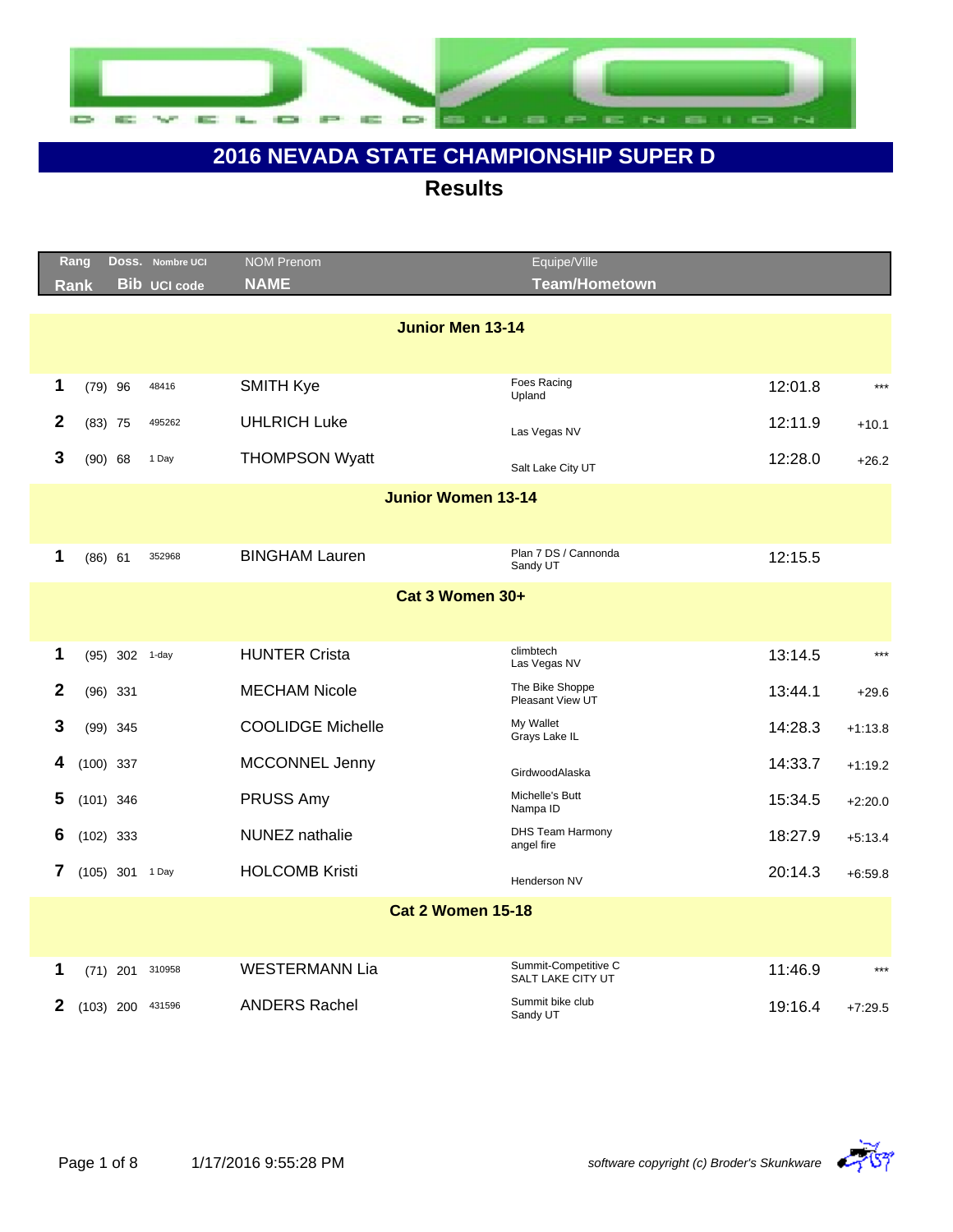# 2016 NEVADA STATE CHAMPIONSHIP SUPER D

## Results

| Rang / Rank | Doss. / Bib | Nombre UCI / UCI code | NOM Prenom / NAME | Equipe/Ville / Team/Hometown | Time | Gap |
|---|---|---|---|---|---|---|
| **Junior Men 13-14** | | | | | | |
| 1 | (79) 96 | 48416 | SMITH Kye | Foes Racing Upland | 12:01.8 | *** |
| 2 | (83) 75 | 495262 | UHLRICH Luke | Las Vegas NV | 12:11.9 | +10.1 |
| 3 | (90) 68 | 1 Day | THOMPSON Wyatt | Salt Lake City UT | 12:28.0 | +26.2 |
| **Junior Women 13-14** | | | | | | |
| 1 | (86) 61 | 352968 | BINGHAM Lauren | Plan 7 DS / Cannonda Sandy UT | 12:15.5 | |
| **Cat 3 Women 30+** | | | | | | |
| 1 | (95) 302 | 1-day | HUNTER Crista | climbtech Las Vegas NV | 13:14.5 | *** |
| 2 | (96) 331 | | MECHAM Nicole | The Bike Shoppe Pleasant View UT | 13:44.1 | +29.6 |
| 3 | (99) 345 | | COOLIDGE Michelle | My Wallet Grays Lake IL | 14:28.3 | +1:13.8 |
| 4 | (100) 337 | | MCCONNEL Jenny | GirdwoodAlaska | 14:33.7 | +1:19.2 |
| 5 | (101) 346 | | PRUSS Amy | Michelle's Butt Nampa ID | 15:34.5 | +2:20.0 |
| 6 | (102) 333 | | NUNEZ nathalie | DHS Team Harmony angel fire | 18:27.9 | +5:13.4 |
| 7 | (105) 301 | 1 Day | HOLCOMB Kristi | Henderson NV | 20:14.3 | +6:59.8 |
| **Cat 2 Women 15-18** | | | | | | |
| 1 | (71) 201 | 310958 | WESTERMANN Lia | Summit-Competitive C SALT LAKE CITY UT | 11:46.9 | *** |
| 2 | (103) 200 | 431596 | ANDERS Rachel | Summit bike club Sandy UT | 19:16.4 | +7:29.5 |

1/17/2016 9:55:28 PM

*software copyright (c) Broder's Skunkware*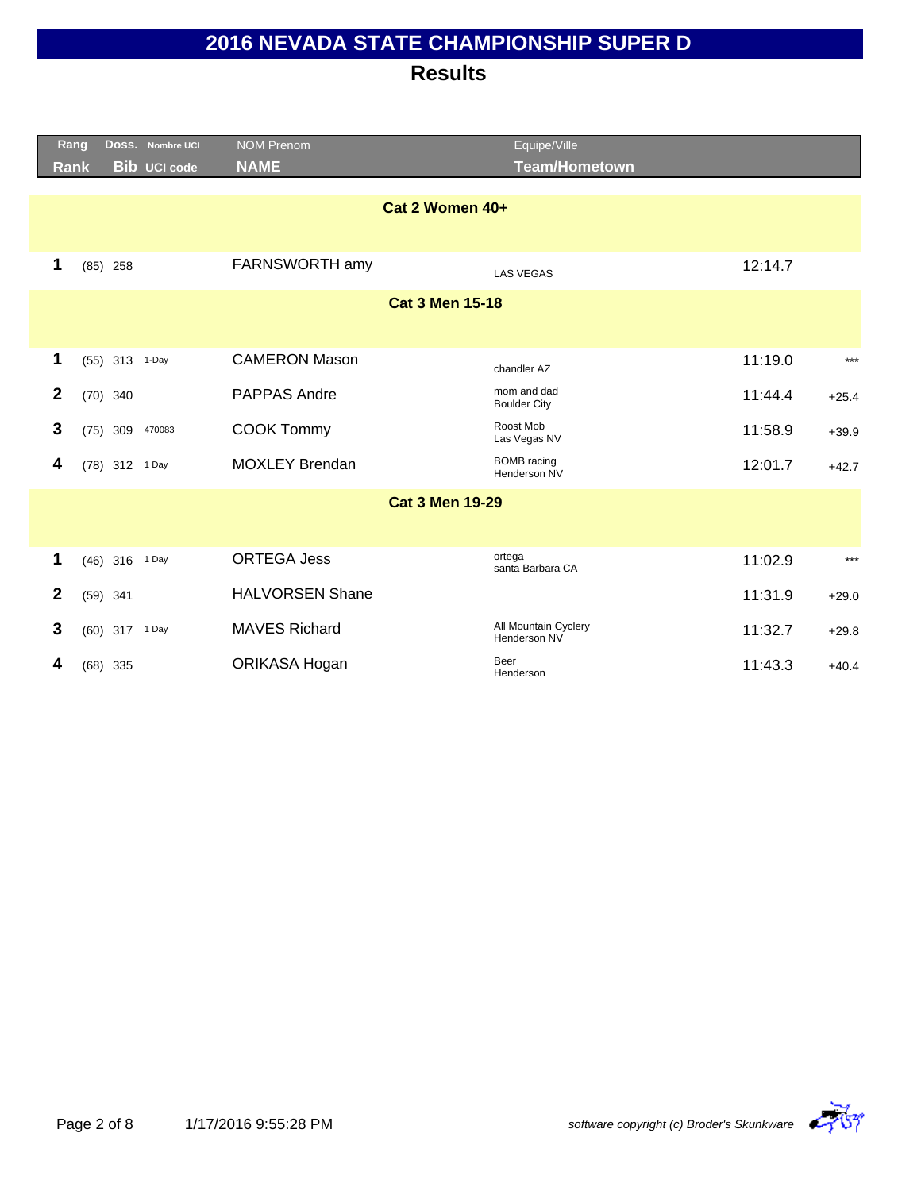# 2016 NEVADA STATE CHAMPIONSHIP SUPER D

## Results

| Rang<br>Rank | Doss.<br>Bib | Nombre UCI<br>UCI code | NOM Prenom<br>NAME | Equipe/Ville<br>Team/Hometown | | |
|---|---|---|---|---|---|---|
| **Cat 2 Women 40+** | | | | | | |
| 1 | (85) 258 | | FARNSWORTH amy | LAS VEGAS | 12:14.7 | |
| **Cat 3 Men 15-18** | | | | | | |
| 1 | (55) 313 | 1-Day | CAMERON Mason | chandler AZ | 11:19.0 | *** |
| 2 | (70) 340 | | PAPPAS Andre | mom and dad<br>Boulder City | 11:44.4 | +25.4 |
| 3 | (75) 309 | 470083 | COOK Tommy | Roost Mob<br>Las Vegas NV | 11:58.9 | +39.9 |
| 4 | (78) 312 | 1 Day | MOXLEY Brendan | BOMB racing<br>Henderson NV | 12:01.7 | +42.7 |
| **Cat 3 Men 19-29** | | | | | | |
| 1 | (46) 316 | 1 Day | ORTEGA Jess | ortega<br>santa Barbara CA | 11:02.9 | *** |
| 2 | (59) 341 | | HALVORSEN Shane | | 11:31.9 | +29.0 |
| 3 | (60) 317 | 1 Day | MAVES Richard | All Mountain Cyclery<br>Henderson NV | 11:32.7 | +29.8 |
| 4 | (68) 335 | | ORIKASA Hogan | Beer<br>Henderson | 11:43.3 | +40.4 |

1/17/2016 9:55:28 PM

*software copyright (c) Broder's Skunkware*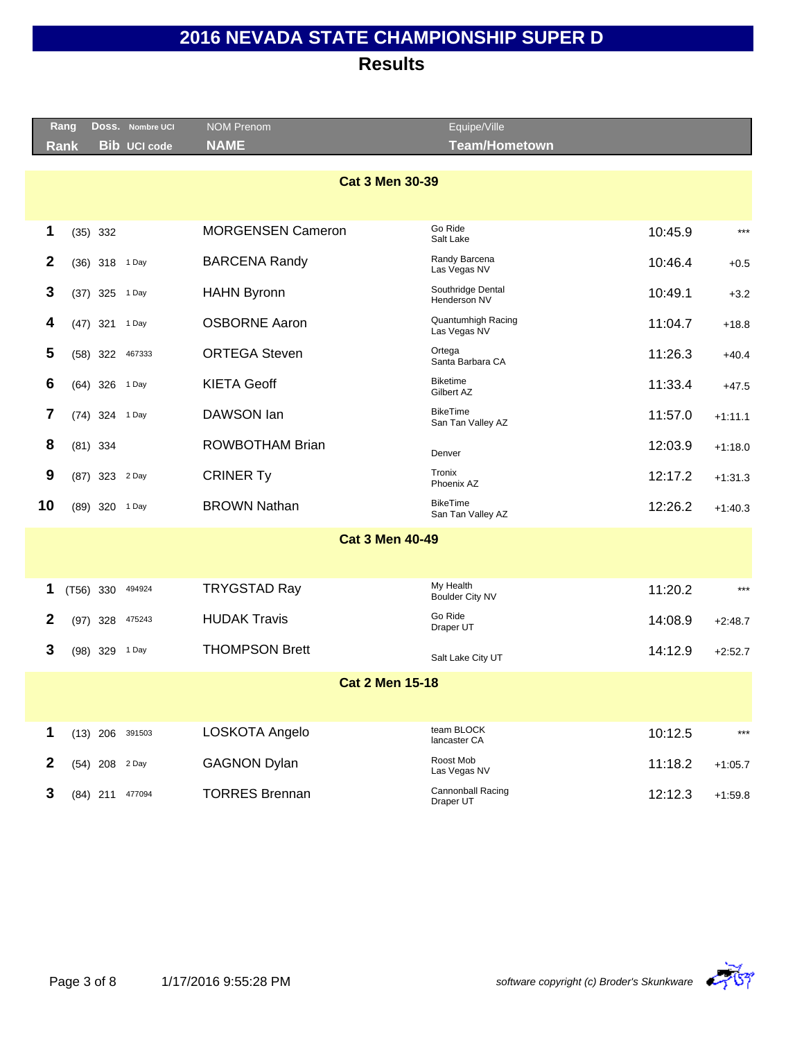# 2016 NEVADA STATE CHAMPIONSHIP SUPER D

## Results

| Rang / Rank | | Doss. / Bib | Nombre UCI / UCI code | NOM Prenom / NAME | Equipe/Ville / Team/Hometown | | |
|---|---|---|---|---|---|---|---|
| **Cat 3 Men 30-39** | | | | | | | |
| 1 | (35) | 332 | | MORGENSEN Cameron | Go Ride<br>Salt Lake | 10:45.9 | *** |
| 2 | (36) | 318 | 1 Day | BARCENA Randy | Randy Barcena<br>Las Vegas NV | 10:46.4 | +0.5 |
| 3 | (37) | 325 | 1 Day | HAHN Byronn | Southridge Dental<br>Henderson NV | 10:49.1 | +3.2 |
| 4 | (47) | 321 | 1 Day | OSBORNE Aaron | Quantumhigh Racing<br>Las Vegas NV | 11:04.7 | +18.8 |
| 5 | (58) | 322 | 467333 | ORTEGA Steven | Ortega<br>Santa Barbara CA | 11:26.3 | +40.4 |
| 6 | (64) | 326 | 1 Day | KIETA Geoff | Biketime<br>Gilbert AZ | 11:33.4 | +47.5 |
| 7 | (74) | 324 | 1 Day | DAWSON Ian | BikeTime<br>San Tan Valley AZ | 11:57.0 | +1:11.1 |
| 8 | (81) | 334 | | ROWBOTHAM Brian | Denver | 12:03.9 | +1:18.0 |
| 9 | (87) | 323 | 2 Day | CRINER Ty | Tronix<br>Phoenix AZ | 12:17.2 | +1:31.3 |
| 10 | (89) | 320 | 1 Day | BROWN Nathan | BikeTime<br>San Tan Valley AZ | 12:26.2 | +1:40.3 |
| **Cat 3 Men 40-49** | | | | | | | |
| 1 | (T56) | 330 | 494924 | TRYGSTAD Ray | My Health<br>Boulder City NV | 11:20.2 | *** |
| 2 | (97) | 328 | 475243 | HUDAK Travis | Go Ride<br>Draper UT | 14:08.9 | +2:48.7 |
| 3 | (98) | 329 | 1 Day | THOMPSON Brett | Salt Lake City UT | 14:12.9 | +2:52.7 |
| **Cat 2 Men 15-18** | | | | | | | |
| 1 | (13) | 206 | 391503 | LOSKOTA Angelo | team BLOCK<br>lancaster CA | 10:12.5 | *** |
| 2 | (54) | 208 | 2 Day | GAGNON Dylan | Roost Mob<br>Las Vegas NV | 11:18.2 | +1:05.7 |
| 3 | (84) | 211 | 477094 | TORRES Brennan | Cannonball Racing<br>Draper UT | 12:12.3 | +1:59.8 |

1/17/2016 9:55:28 PM

*software copyright (c) Broder's Skunkware*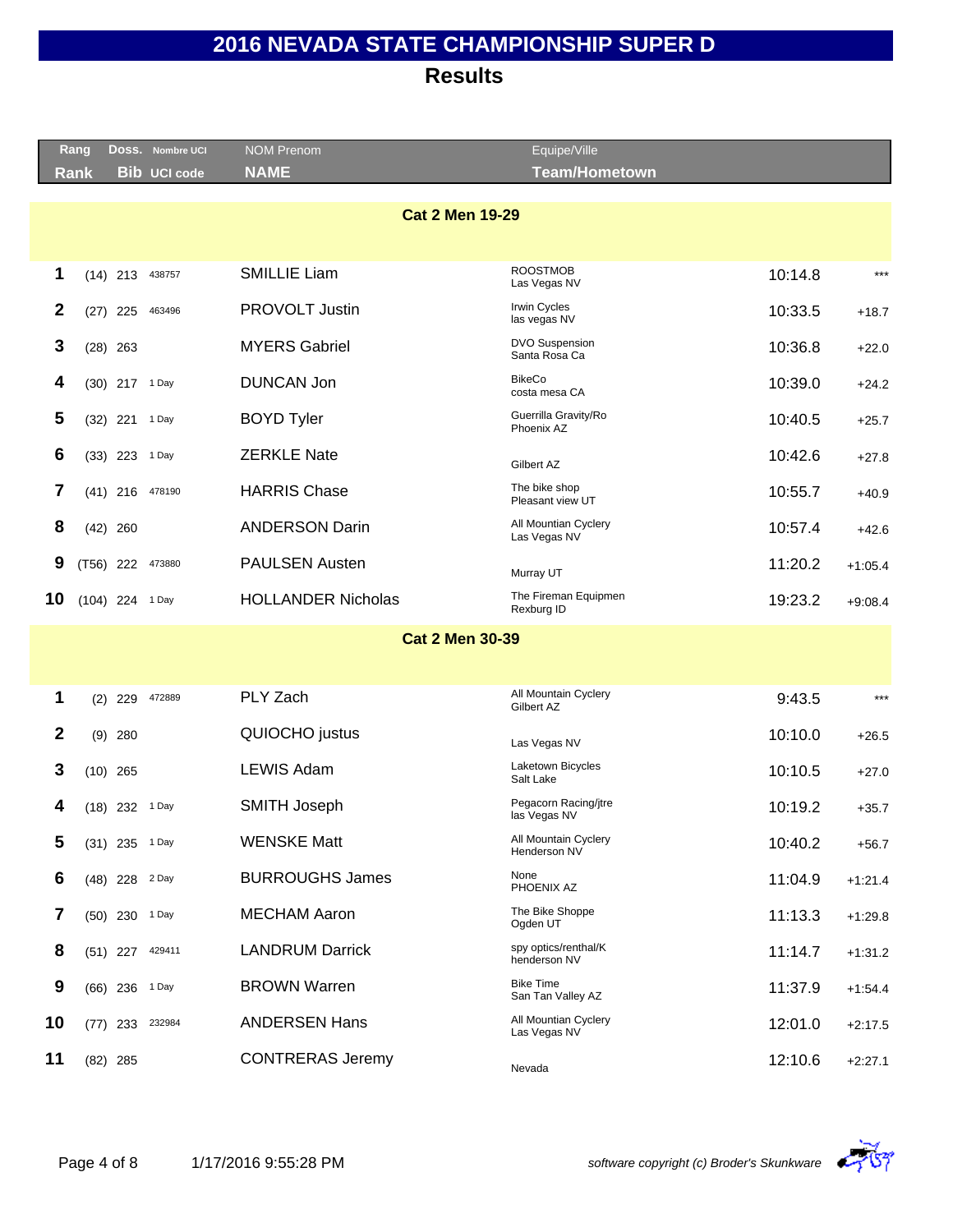# 2016 NEVADA STATE CHAMPIONSHIP SUPER D

## Results

| Rang / Rank | | Doss. / Bib | Nombre UCI / UCI code | NOM Prenom / NAME | Equipe/Ville / Team/Hometown | | |
|---|---|---|---|---|---|---|---|
| **Cat 2 Men 19-29** | | | | | | | |
| 1 | (14) | 213 | 438757 | SMILLIE Liam | ROOSTMOB<br>Las Vegas NV | 10:14.8 | *** |
| 2 | (27) | 225 | 463496 | PROVOLT Justin | Irwin Cycles<br>las vegas NV | 10:33.5 | +18.7 |
| 3 | (28) | 263 | | MYERS Gabriel | DVO Suspension<br>Santa Rosa Ca | 10:36.8 | +22.0 |
| 4 | (30) | 217 | 1 Day | DUNCAN Jon | BikeCo<br>costa mesa CA | 10:39.0 | +24.2 |
| 5 | (32) | 221 | 1 Day | BOYD Tyler | Guerrilla Gravity/Ro<br>Phoenix AZ | 10:40.5 | +25.7 |
| 6 | (33) | 223 | 1 Day | ZERKLE Nate | Gilbert AZ | 10:42.6 | +27.8 |
| 7 | (41) | 216 | 478190 | HARRIS Chase | The bike shop<br>Pleasant view UT | 10:55.7 | +40.9 |
| 8 | (42) | 260 | | ANDERSON Darin | All Mountain Cyclery<br>Las Vegas NV | 10:57.4 | +42.6 |
| 9 | (T56) | 222 | 473880 | PAULSEN Austen | Murray UT | 11:20.2 | +1:05.4 |
| 10 | (104) | 224 | 1 Day | HOLLANDER Nicholas | The Fireman Equipmen<br>Rexburg ID | 19:23.2 | +9:08.4 |
| **Cat 2 Men 30-39** | | | | | | | |
| 1 | (2) | 229 | 472889 | PLY Zach | All Mountain Cyclery<br>Gilbert AZ | 9:43.5 | *** |
| 2 | (9) | 280 | | QUIOCHO justus | Las Vegas NV | 10:10.0 | +26.5 |
| 3 | (10) | 265 | | LEWIS Adam | Laketown Bicycles<br>Salt Lake | 10:10.5 | +27.0 |
| 4 | (18) | 232 | 1 Day | SMITH Joseph | Pegacorn Racing/jtre<br>las Vegas NV | 10:19.2 | +35.7 |
| 5 | (31) | 235 | 1 Day | WENSKE Matt | All Mountain Cyclery<br>Henderson NV | 10:40.2 | +56.7 |
| 6 | (48) | 228 | 2 Day | BURROUGHS James | None<br>PHOENIX AZ | 11:04.9 | +1:21.4 |
| 7 | (50) | 230 | 1 Day | MECHAM Aaron | The Bike Shoppe<br>Ogden UT | 11:13.3 | +1:29.8 |
| 8 | (51) | 227 | 429411 | LANDRUM Darrick | spy optics/renthal/K<br>henderson NV | 11:14.7 | +1:31.2 |
| 9 | (66) | 236 | 1 Day | BROWN Warren | Bike Time<br>San Tan Valley AZ | 11:37.9 | +1:54.4 |
| 10 | (77) | 233 | 232984 | ANDERSEN Hans | All Mountian Cyclery<br>Las Vegas NV | 12:01.0 | +2:17.5 |
| 11 | (82) | 285 | | CONTRERAS Jeremy | Nevada | 12:10.6 | +2:27.1 |

1/17/2016 9:55:28 PM

*software copyright (c) Broder's Skunkware*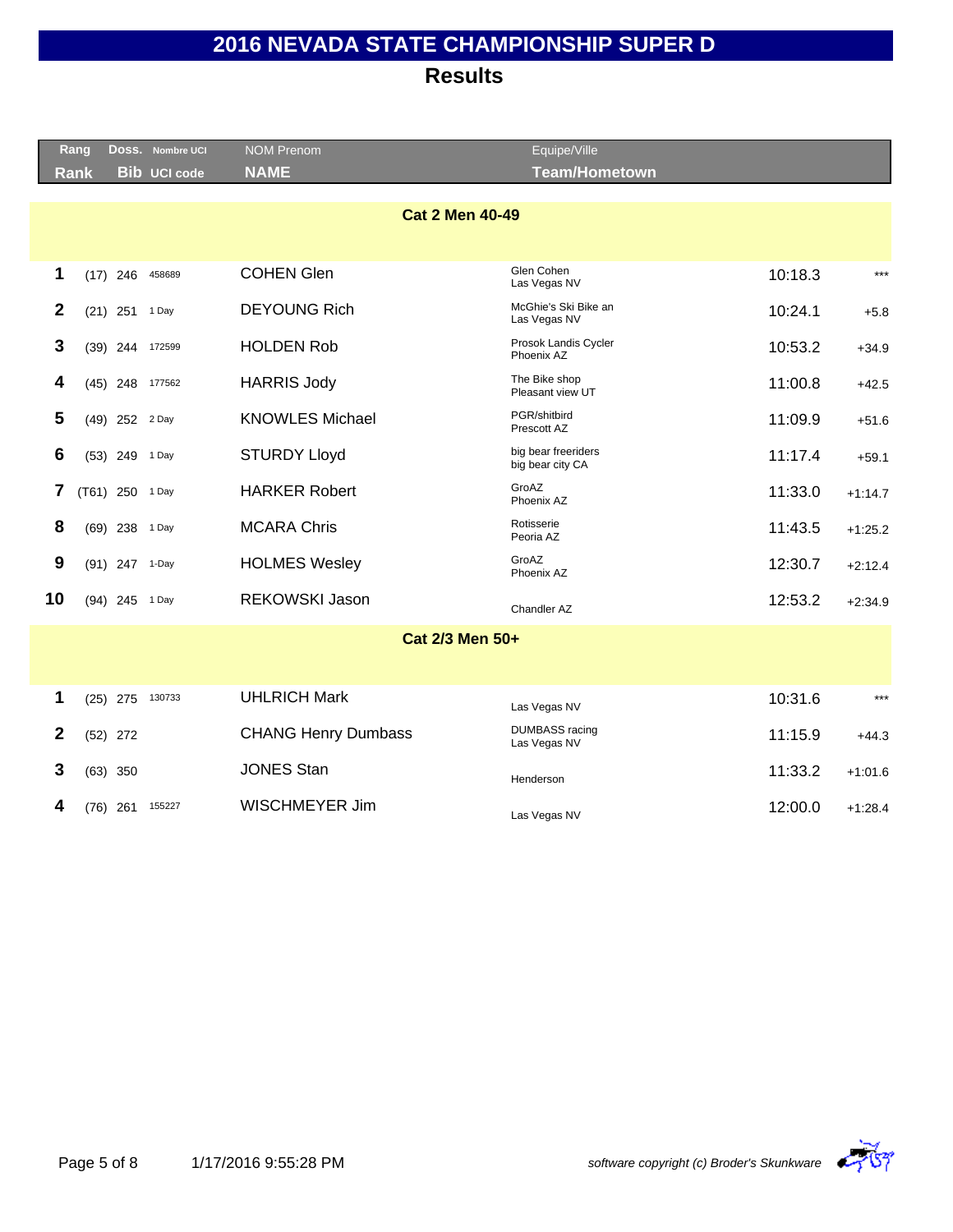# 2016 NEVADA STATE CHAMPIONSHIP SUPER D

## Results

| Rang<br>Rank | | Doss.<br>Bib | Nombre UCI<br>UCI code | NOM Prenom<br>NAME | Equipe/Ville<br>Team/Hometown | | |
|---|---|---|---|---|---|---|---|
| **Cat 2 Men 40-49** | | | | | | | |
| 1 | (17) | 246 | 458689 | COHEN Glen | Glen Cohen<br>Las Vegas NV | 10:18.3 | *** |
| 2 | (21) | 251 | 1 Day | DEYOUNG Rich | McGhie's Ski Bike an<br>Las Vegas NV | 10:24.1 | +5.8 |
| 3 | (39) | 244 | 172599 | HOLDEN Rob | Prosok Landis Cycler<br>Phoenix AZ | 10:53.2 | +34.9 |
| 4 | (45) | 248 | 177562 | HARRIS Jody | The Bike shop<br>Pleasant view UT | 11:00.8 | +42.5 |
| 5 | (49) | 252 | 2 Day | KNOWLES Michael | PGR/shitbird<br>Prescott AZ | 11:09.9 | +51.6 |
| 6 | (53) | 249 | 1 Day | STURDY Lloyd | big bear freeriders<br>big bear city CA | 11:17.4 | +59.1 |
| 7 | (T61) | 250 | 1 Day | HARKER Robert | GroAZ<br>Phoenix AZ | 11:33.0 | +1:14.7 |
| 8 | (69) | 238 | 1 Day | MCARA Chris | Rotisserie<br>Peoria AZ | 11:43.5 | +1:25.2 |
| 9 | (91) | 247 | 1-Day | HOLMES Wesley | GroAZ<br>Phoenix AZ | 12:30.7 | +2:12.4 |
| 10 | (94) | 245 | 1 Day | REKOWSKI Jason | Chandler AZ | 12:53.2 | +2:34.9 |
| **Cat 2/3 Men 50+** | | | | | | | |
| 1 | (25) | 275 | 130733 | UHLRICH Mark | Las Vegas NV | 10:31.6 | *** |
| 2 | (52) | 272 | | CHANG Henry Dumbass | DUMBASS racing<br>Las Vegas NV | 11:15.9 | +44.3 |
| 3 | (63) | 350 | | JONES Stan | Henderson | 11:33.2 | +1:01.6 |
| 4 | (76) | 261 | 155227 | WISCHMEYER Jim | Las Vegas NV | 12:00.0 | +1:28.4 |

1/17/2016 9:55:28 PM

*software copyright (c) Broder's Skunkware*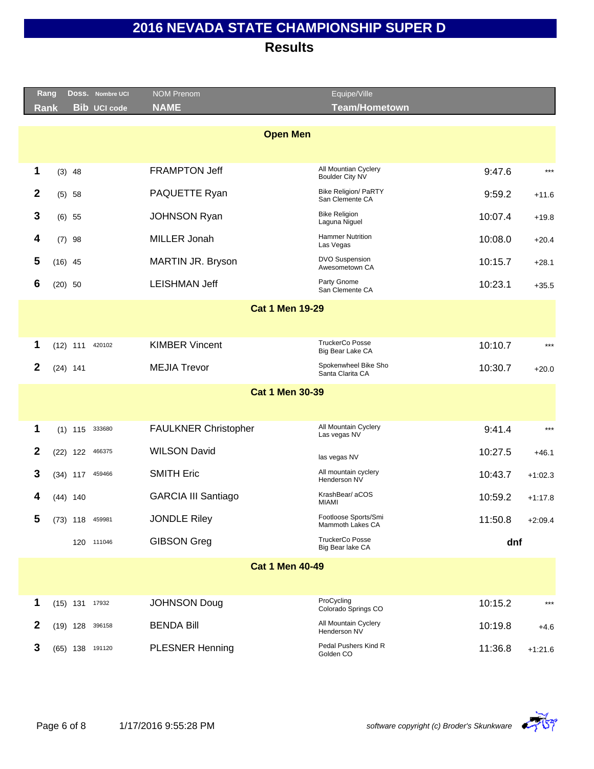# 2016 NEVADA STATE CHAMPIONSHIP SUPER D

## Results

| Rang / Rank | Doss. / Bib | Nombre UCI / UCI code | NOM Prenom / NAME | Equipe/Ville / Team/Hometown | Time | Gap |
|---|---|---|---|---|---|---|
| **Open Men** | | | | | | |
| 1 | (3) 48 | | FRAMPTON Jeff | All Mountian Cyclery<br>Boulder City NV | 9:47.6 | *** |
| 2 | (5) 58 | | PAQUETTE Ryan | Bike Religion/ PaRTY<br>San Clemente CA | 9:59.2 | +11.6 |
| 3 | (6) 55 | | JOHNSON Ryan | Bike Religion<br>Laguna Niguel | 10:07.4 | +19.8 |
| 4 | (7) 98 | | MILLER Jonah | Hammer Nutrition<br>Las Vegas | 10:08.0 | +20.4 |
| 5 | (16) 45 | | MARTIN JR. Bryson | DVO Suspension<br>Awesometown CA | 10:15.7 | +28.1 |
| 6 | (20) 50 | | LEISHMAN Jeff | Party Gnome<br>San Clemente CA | 10:23.1 | +35.5 |
| **Cat 1 Men 19-29** | | | | | | |
| 1 | (12) 111 | 420102 | KIMBER Vincent | TruckerCo Posse<br>Big Bear Lake CA | 10:10.7 | *** |
| 2 | (24) 141 | | MEJIA Trevor | Spokenwheel Bike Sho<br>Santa Clarita CA | 10:30.7 | +20.0 |
| **Cat 1 Men 30-39** | | | | | | |
| 1 | (1) 115 | 333680 | FAULKNER Christopher | All Mountain Cyclery<br>Las vegas NV | 9:41.4 | *** |
| 2 | (22) 122 | 466375 | WILSON David | las vegas NV | 10:27.5 | +46.1 |
| 3 | (34) 117 | 459466 | SMITH Eric | All mountain cyclery<br>Henderson NV | 10:43.7 | +1:02.3 |
| 4 | (44) 140 | | GARCIA III Santiago | KrashBear/ aCOS<br>MIAMI | 10:59.2 | +1:17.8 |
| 5 | (73) 118 | 459981 | JONDLE Riley | Footloose Sports/Smi<br>Mammoth Lakes CA | 11:50.8 | +2:09.4 |
| | 120 | 111046 | GIBSON Greg | TruckerCo Posse<br>Big Bear lake CA | dnf | |
| **Cat 1 Men 40-49** | | | | | | |
| 1 | (15) 131 | 17932 | JOHNSON Doug | ProCycling<br>Colorado Springs CO | 10:15.2 | *** |
| 2 | (19) 128 | 396158 | BENDA Bill | All Mountain Cyclery<br>Henderson NV | 10:19.8 | +4.6 |
| 3 | (65) 138 | 191120 | PLESNER Henning | Pedal Pushers Kind R<br>Golden CO | 11:36.8 | +1:21.6 |

1/17/2016 9:55:28 PM

*software copyright (c) Broder's Skunkware*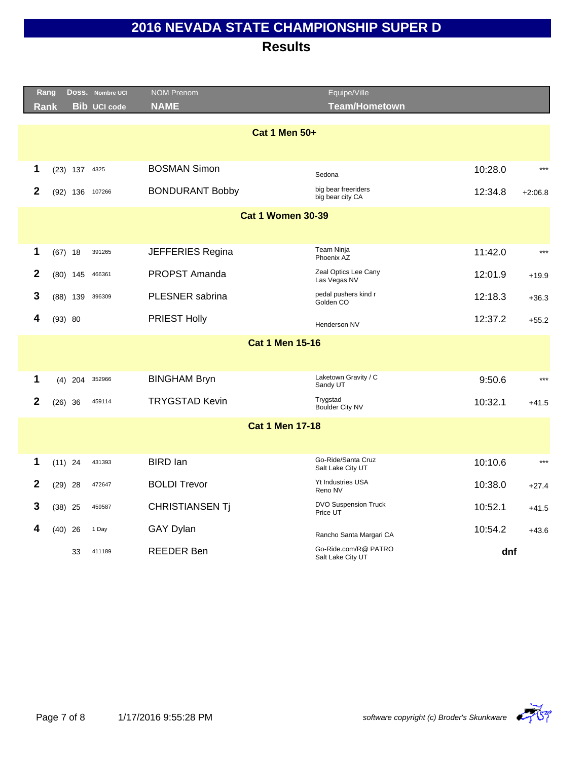# 2016 NEVADA STATE CHAMPIONSHIP SUPER D

## Results

| Rang / Rank | Doss. / Bib | Nombre UCI / UCI code | NOM Prenom / NAME | Equipe/Ville / Team/Hometown | Time | Gap |
|---|---|---|---|---|---|---|
| **Cat 1 Men 50+** | | | | | | |
| 1 | (23) 137 | 4325 | BOSMAN Simon | Sedona | 10:28.0 | *** |
| 2 | (92) 136 | 107266 | BONDURANT Bobby | big bear freeriders big bear city CA | 12:34.8 | +2:06.8 |
| **Cat 1 Women 30-39** | | | | | | |
| 1 | (67) 18 | 391265 | JEFFERIES Regina | Team Ninja Phoenix AZ | 11:42.0 | *** |
| 2 | (80) 145 | 466361 | PROPST Amanda | Zeal Optics Lee Cany Las Vegas NV | 12:01.9 | +19.9 |
| 3 | (88) 139 | 396309 | PLESNER sabrina | pedal pushers kind r Golden CO | 12:18.3 | +36.3 |
| 4 | (93) 80 | | PRIEST Holly | Henderson NV | 12:37.2 | +55.2 |
| **Cat 1 Men 15-16** | | | | | | |
| 1 | (4) 204 | 352966 | BINGHAM Bryn | Laketown Gravity / C Sandy UT | 9:50.6 | *** |
| 2 | (26) 36 | 459114 | TRYGSTAD Kevin | Trygstad Boulder City NV | 10:32.1 | +41.5 |
| **Cat 1 Men 17-18** | | | | | | |
| 1 | (11) 24 | 431393 | BIRD Ian | Go-Ride/Santa Cruz Salt Lake City UT | 10:10.6 | *** |
| 2 | (29) 28 | 472647 | BOLDI Trevor | Yt Industries USA Reno NV | 10:38.0 | +27.4 |
| 3 | (38) 25 | 459587 | CHRISTIANSEN Tj | DVO Suspension Truck Price UT | 10:52.1 | +41.5 |
| 4 | (40) 26 | 1 Day | GAY Dylan | Rancho Santa Margari CA | 10:54.2 | +43.6 |
| | 33 | 411189 | REEDER Ben | Go-Ride.com/R@ PATRO Salt Lake City UT | dnf | |

*software copyright (c) Broder's Skunkware*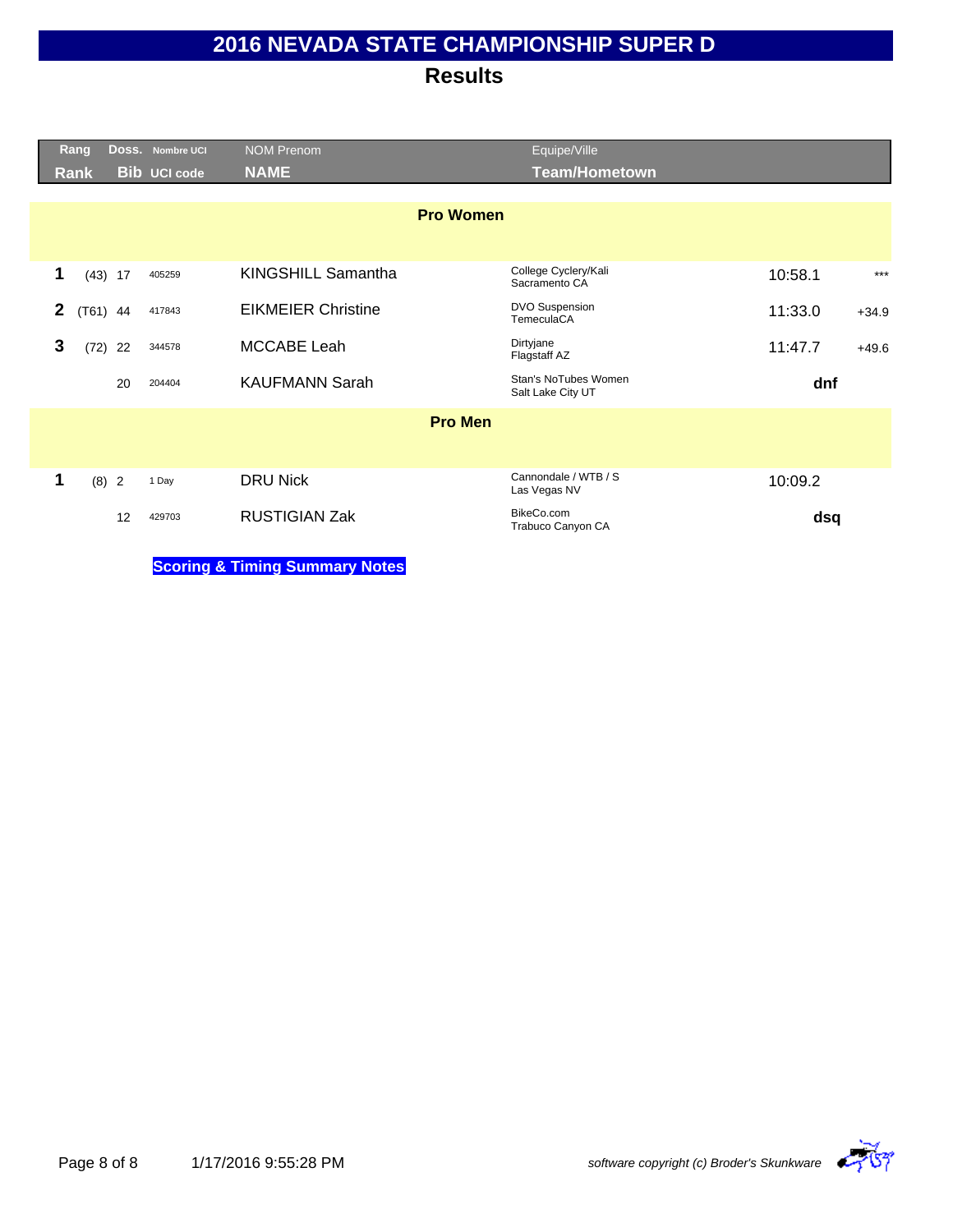# 2016 NEVADA STATE CHAMPIONSHIP SUPER D

## Results

| Rang<br>Rank | | Doss.<br>Bib | Nombre UCI<br>UCI code | NOM Prenom<br>NAME | Equipe/Ville<br>Team/Hometown | | |
|---|---|---|---|---|---|---|---|
| | | | | **Pro Women** | | | |
| 1 | (43) | 17 | 405259 | KINGSHILL Samantha | College Cyclery/Kali<br>Sacramento CA | 10:58.1 | *** |
| 2 | (T61) | 44 | 417843 | EIKMEIER Christine | DVO Suspension<br>TemeculaCA | 11:33.0 | +34.9 |
| 3 | (72) | 22 | 344578 | MCCABE Leah | Dirtyjane<br>Flagstaff AZ | 11:47.7 | +49.6 |
| | | 20 | 204404 | KAUFMANN Sarah | Stan's NoTubes Women<br>Salt Lake City UT | dnf | |
| | | | | **Pro Men** | | | |
| 1 | (8) | 2 | 1 Day | DRU Nick | Cannondale / WTB / S<br>Las Vegas NV | 10:09.2 | |
| | | 12 | 429703 | RUSTIGIAN Zak | BikeCo.com<br>Trabuco Canyon CA | dsq | |

**Scoring & Timing Summary Notes**

1/17/2016 9:55:28 PM

*software copyright (c) Broder's Skunkware*